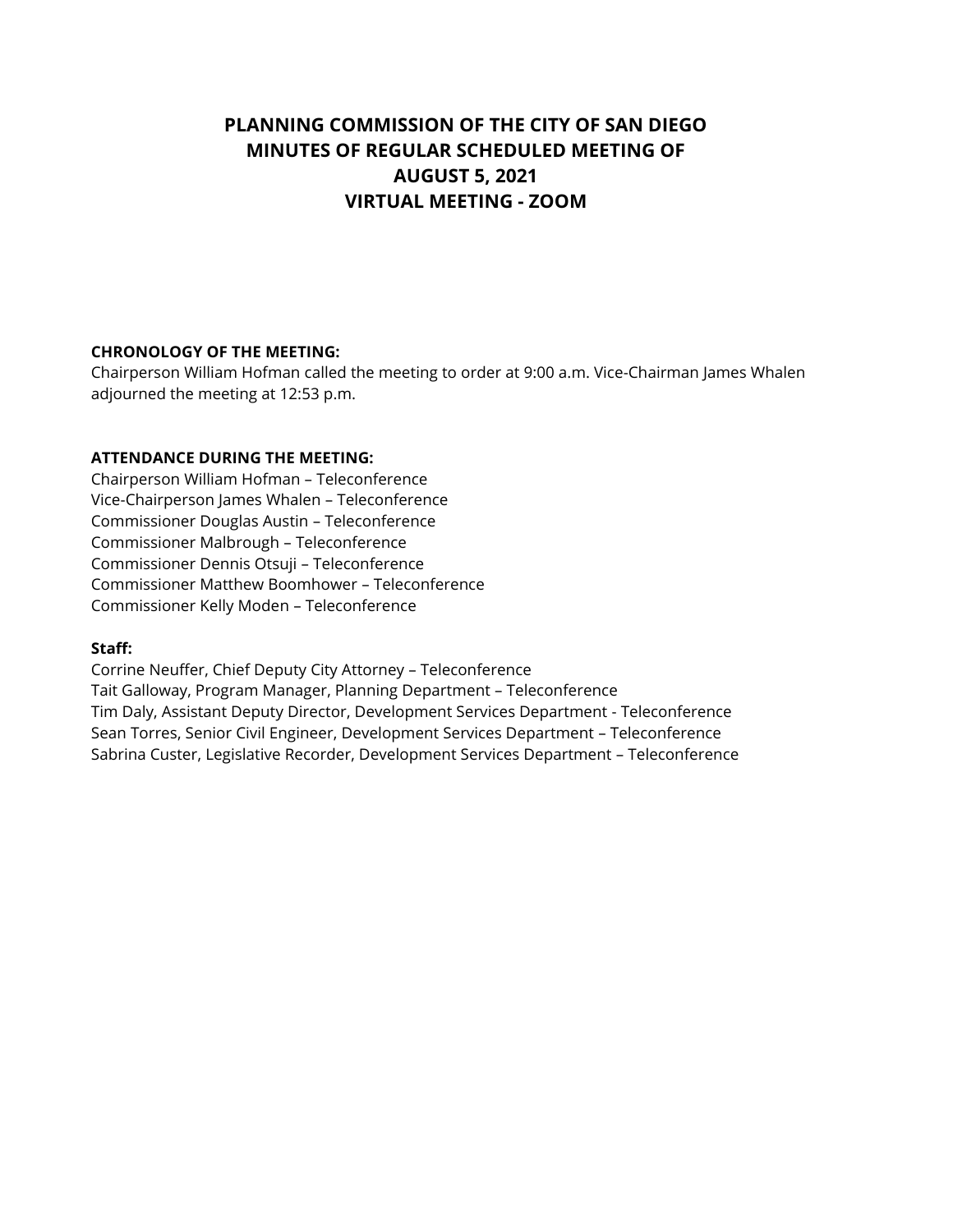# PLANNING COMMISSION OF THE CITY OF SAN DIEGO
# MINUTES OF REGULAR SCHEDULED MEETING OF
# AUGUST 5, 2021
# VIRTUAL MEETING - ZOOM

**CHRONOLOGY OF THE MEETING:**
Chairperson William Hofman called the meeting to order at 9:00 a.m. Vice-Chairman James Whalen adjourned the meeting at 12:53 p.m.

**ATTENDANCE DURING THE MEETING:**
Chairperson William Hofman – Teleconference
Vice-Chairperson James Whalen – Teleconference
Commissioner Douglas Austin – Teleconference
Commissioner Malbrough – Teleconference
Commissioner Dennis Otsuji – Teleconference
Commissioner Matthew Boomhower – Teleconference
Commissioner Kelly Moden – Teleconference

**Staff:**
Corrine Neuffer, Chief Deputy City Attorney – Teleconference
Tait Galloway, Program Manager, Planning Department – Teleconference
Tim Daly, Assistant Deputy Director, Development Services Department - Teleconference
Sean Torres, Senior Civil Engineer, Development Services Department – Teleconference
Sabrina Custer, Legislative Recorder, Development Services Department – Teleconference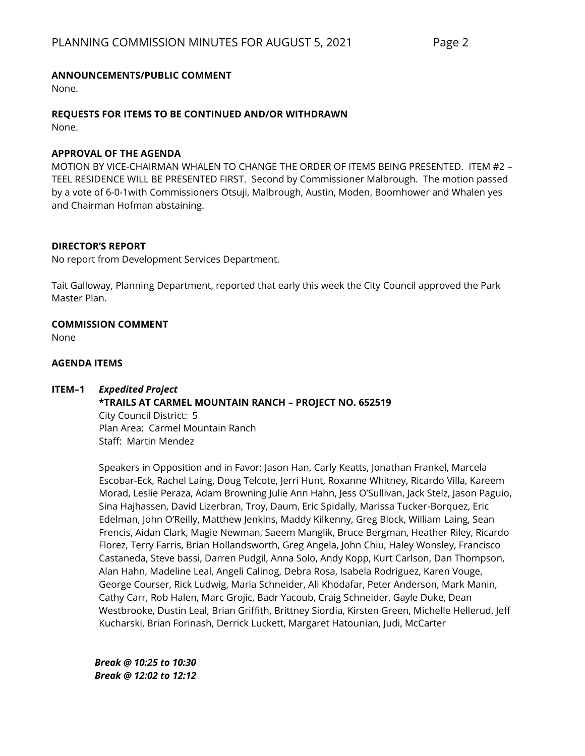**ANNOUNCEMENTS/PUBLIC COMMENT**

None.

**REQUESTS FOR ITEMS TO BE CONTINUED AND/OR WITHDRAWN**

None.

**APPROVAL OF THE AGENDA**

MOTION BY VICE-CHAIRMAN WHALEN TO CHANGE THE ORDER OF ITEMS BEING PRESENTED. ITEM #2 – TEEL RESIDENCE WILL BE PRESENTED FIRST. Second by Commissioner Malbrough. The motion passed by a vote of 6-0-1with Commissioners Otsuji, Malbrough, Austin, Moden, Boomhower and Whalen yes and Chairman Hofman abstaining.

**DIRECTOR'S REPORT**

No report from Development Services Department.

Tait Galloway, Planning Department, reported that early this week the City Council approved the Park Master Plan.

**COMMISSION COMMENT**

None

**AGENDA ITEMS**

**ITEM–1** ***Expedited Project***

**\*TRAILS AT CARMEL MOUNTAIN RANCH – PROJECT NO. 652519**

City Council District: 5

Plan Area: Carmel Mountain Ranch

Staff: Martin Mendez

Speakers in Opposition and in Favor: Jason Han, Carly Keatts, Jonathan Frankel, Marcela Escobar-Eck, Rachel Laing, Doug Telcote, Jerri Hunt, Roxanne Whitney, Ricardo Villa, Kareem Morad, Leslie Peraza, Adam Browning Julie Ann Hahn, Jess O'Sullivan, Jack Stelz, Jason Paguio, Sina Hajhassen, David Lizerbran, Troy, Daum, Eric Spidally, Marissa Tucker-Borquez, Eric Edelman, John O'Reilly, Matthew Jenkins, Maddy Kilkenny, Greg Block, William Laing, Sean Frencis, Aidan Clark, Magie Newman, Saeem Manglik, Bruce Bergman, Heather Riley, Ricardo Florez, Terry Farris, Brian Hollandsworth, Greg Angela, John Chiu, Haley Wonsley, Francisco Castaneda, Steve bassi, Darren Pudgil, Anna Solo, Andy Kopp, Kurt Carlson, Dan Thompson, Alan Hahn, Madeline Leal, Angeli Calinog, Debra Rosa, Isabela Rodriguez, Karen Vouge, George Courser, Rick Ludwig, Maria Schneider, Ali Khodafar, Peter Anderson, Mark Manin, Cathy Carr, Rob Halen, Marc Grojic, Badr Yacoub, Craig Schneider, Gayle Duke, Dean Westbrooke, Dustin Leal, Brian Griffith, Brittney Siordia, Kirsten Green, Michelle Hellerud, Jeff Kucharski, Brian Forinash, Derrick Luckett, Margaret Hatounian, Judi, McCarter

***Break @ 10:25 to 10:30***

***Break @ 12:02 to 12:12***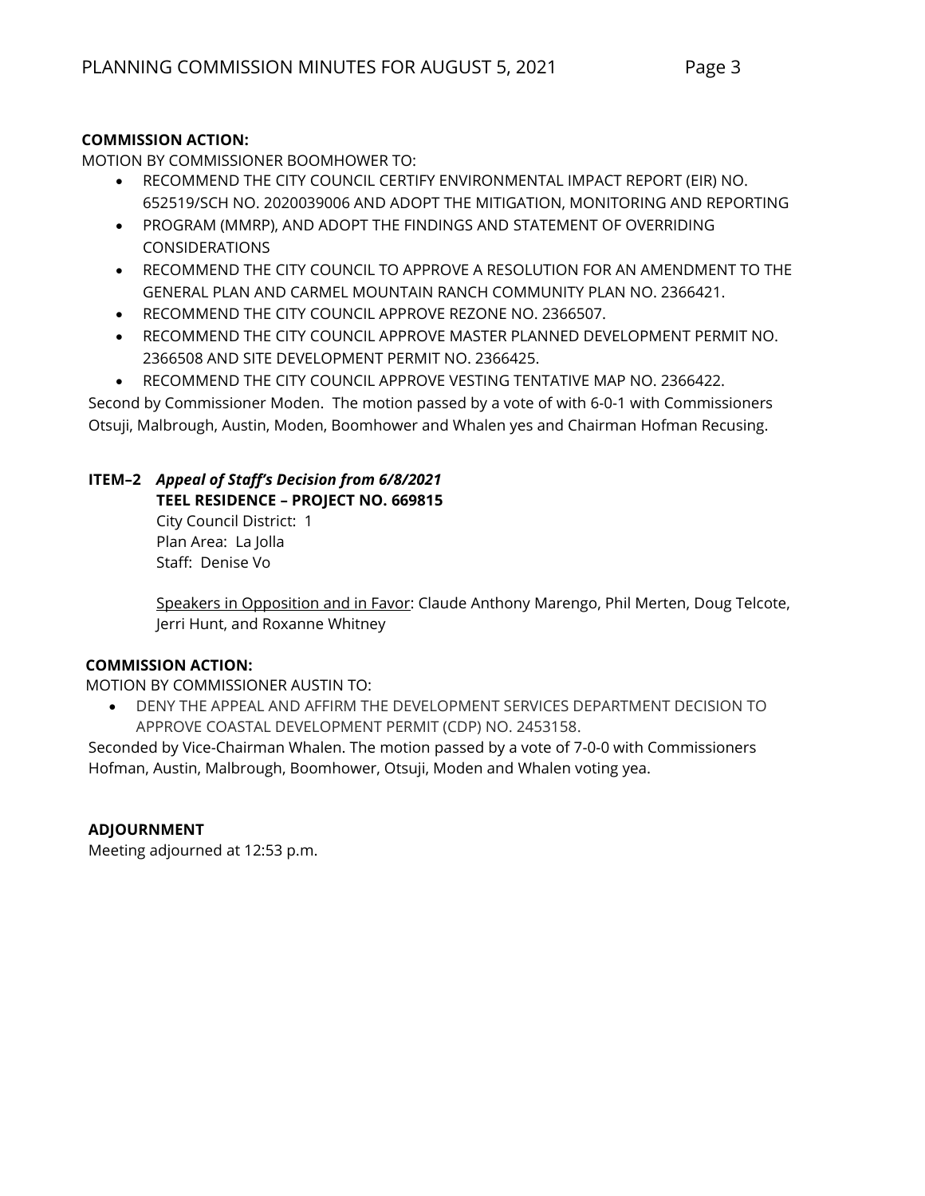**COMMISSION ACTION:**

MOTION BY COMMISSIONER BOOMHOWER TO:

- RECOMMEND THE CITY COUNCIL CERTIFY ENVIRONMENTAL IMPACT REPORT (EIR) NO. 652519/SCH NO. 2020039006 AND ADOPT THE MITIGATION, MONITORING AND REPORTING
- PROGRAM (MMRP), AND ADOPT THE FINDINGS AND STATEMENT OF OVERRIDING CONSIDERATIONS
- RECOMMEND THE CITY COUNCIL TO APPROVE A RESOLUTION FOR AN AMENDMENT TO THE GENERAL PLAN AND CARMEL MOUNTAIN RANCH COMMUNITY PLAN NO. 2366421.
- RECOMMEND THE CITY COUNCIL APPROVE REZONE NO. 2366507.
- RECOMMEND THE CITY COUNCIL APPROVE MASTER PLANNED DEVELOPMENT PERMIT NO. 2366508 AND SITE DEVELOPMENT PERMIT NO. 2366425.
- RECOMMEND THE CITY COUNCIL APPROVE VESTING TENTATIVE MAP NO. 2366422.

Second by Commissioner Moden. The motion passed by a vote of with 6-0-1 with Commissioners Otsuji, Malbrough, Austin, Moden, Boomhower and Whalen yes and Chairman Hofman Recusing.

**ITEM–2** ***Appeal of Staff's Decision from 6/8/2021***
**TEEL RESIDENCE – PROJECT NO. 669815**
City Council District: 1
Plan Area: La Jolla
Staff: Denise Vo

Speakers in Opposition and in Favor: Claude Anthony Marengo, Phil Merten, Doug Telcote, Jerri Hunt, and Roxanne Whitney

**COMMISSION ACTION:**

MOTION BY COMMISSIONER AUSTIN TO:

- DENY THE APPEAL AND AFFIRM THE DEVELOPMENT SERVICES DEPARTMENT DECISION TO APPROVE COASTAL DEVELOPMENT PERMIT (CDP) NO. 2453158.

Seconded by Vice-Chairman Whalen. The motion passed by a vote of 7-0-0 with Commissioners Hofman, Austin, Malbrough, Boomhower, Otsuji, Moden and Whalen voting yea.

**ADJOURNMENT**

Meeting adjourned at 12:53 p.m.